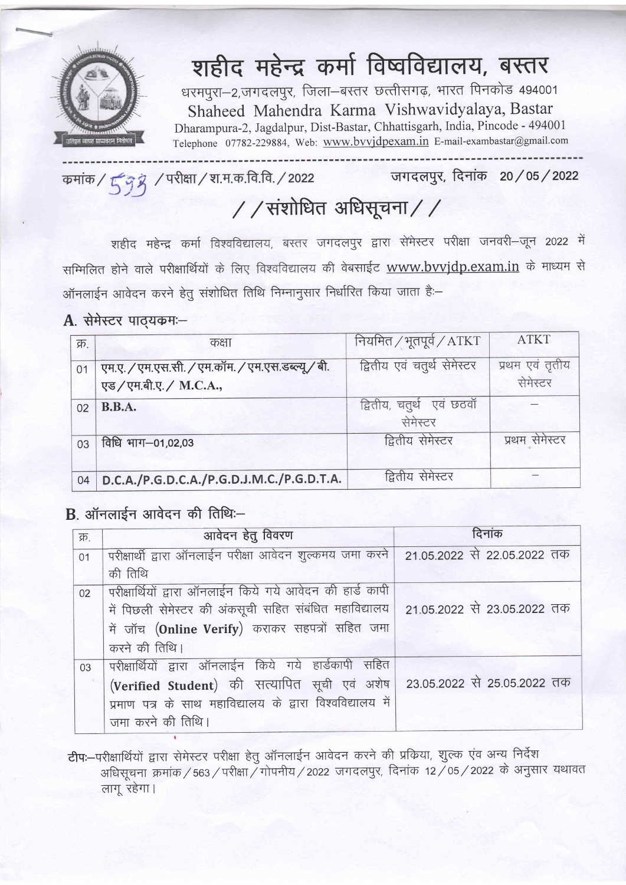# शहीद महेन्द्र कर्मा विष्वविद्यालय, बस्तर

धरमपुरा–2,जगदलपुर, जिला–बस्तर छत्तीसगढ़, भारत पिनकोड 494001

Shaheed Mahendra Karma Vishwavidyalaya, Bastar

Dharampura-2, Jagdalpur, Dist-Bastar, Chhattisgarh, India, Pincode - 494001

Telephone 07782-229884, Web: www.bvvjdpexam.in E-mail-exambastar@gmail.com

---

क्रमांक / 593 / परीक्षा / श.म.क.वि.वि. / 2022 जगदलपुर, दिनांक 20 / 05 / 2022

## / / संशोधित अधिसूचना / /

शहीद महेन्द्र कर्मा विश्वविद्यालय, बस्तर जगदलपुर द्वारा सेमेस्टर परीक्षा जनवरी–जून 2022 में सम्मिलित होने वाले परीक्षार्थियों के लिए विश्वविद्यालय की वेबसाईट www.bvvjdp.exam.in के माध्यम से ऑनलाईन आवेदन करने हेतु संशोधित तिथि निम्नानुसार निर्धारित किया जाता हैः–

### A. सेमेस्टर पाठ्यक्रमः–

| क्र. | कक्षा | नियमित / भूतपूर्व / ATKT | ATKT |
|---|---|---|---|
| 01 | एम.ए. / एम.एस.सी. / एम.कॉम. / एम.एस.डब्ल्यू / बी.एड / एम.बी.ए. / M.C.A., | द्वितीय एवं चतुर्थ सेमेस्टर | प्रथम एवं तृतीय सेमेस्टर |
| 02 | **B.B.A.** | द्वितीय, चतुर्थ एवं छठवॉं सेमेस्टर | – |
| 03 | विधि भाग–01,02,03 | द्वितीय सेमेस्टर | प्रथम सेमेस्टर |
| 04 | **D.C.A./P.G.D.C.A./P.G.D.J.M.C./P.G.D.T.A.** | द्वितीय सेमेस्टर | – |

### B. ऑनलाईन आवेदन की तिथिः–

| क्र. | आवेदन हेतु विवरण | दिनांक |
|---|---|---|
| 01 | परीक्षार्थी द्वारा ऑनलाईन परीक्षा आवेदन शुल्कमय जमा करने की तिथि | 21.05.2022 से 22.05.2022 तक |
| 02 | परीक्षार्थियों द्वारा ऑनलाईन किये गये आवेदन की हार्ड कापी में पिछली सेमेस्टर की अंकसूची सहित संबंधित महाविद्यालय में जॉच (**Online Verify**) कराकर सहपत्रों सहित जमा करने की तिथि। | 21.05.2022 से 23.05.2022 तक |
| 03 | परीक्षार्थियों द्वारा ऑनलाईन किये गये हार्डकापी सहित (**Verified Student**) की सत्यापित सूची एवं अशेष प्रमाण पत्र के साथ महाविद्यालय के द्वारा विश्वविद्यालय में जमा करने की तिथि। | 23.05.2022 से 25.05.2022 तक |

**टीपः**–परीक्षार्थियों द्वारा सेमेस्टर परीक्षा हेतु ऑनलाईन आवेदन करने की प्रकिया, शुल्क एंव अन्य निर्देश अधिसूचना क्रमांक / 563 / परीक्षा / गोपनीय / 2022 जगदलपुर, दिनांक 12 / 05 / 2022 के अनुसार यथावत लागू रहेगा।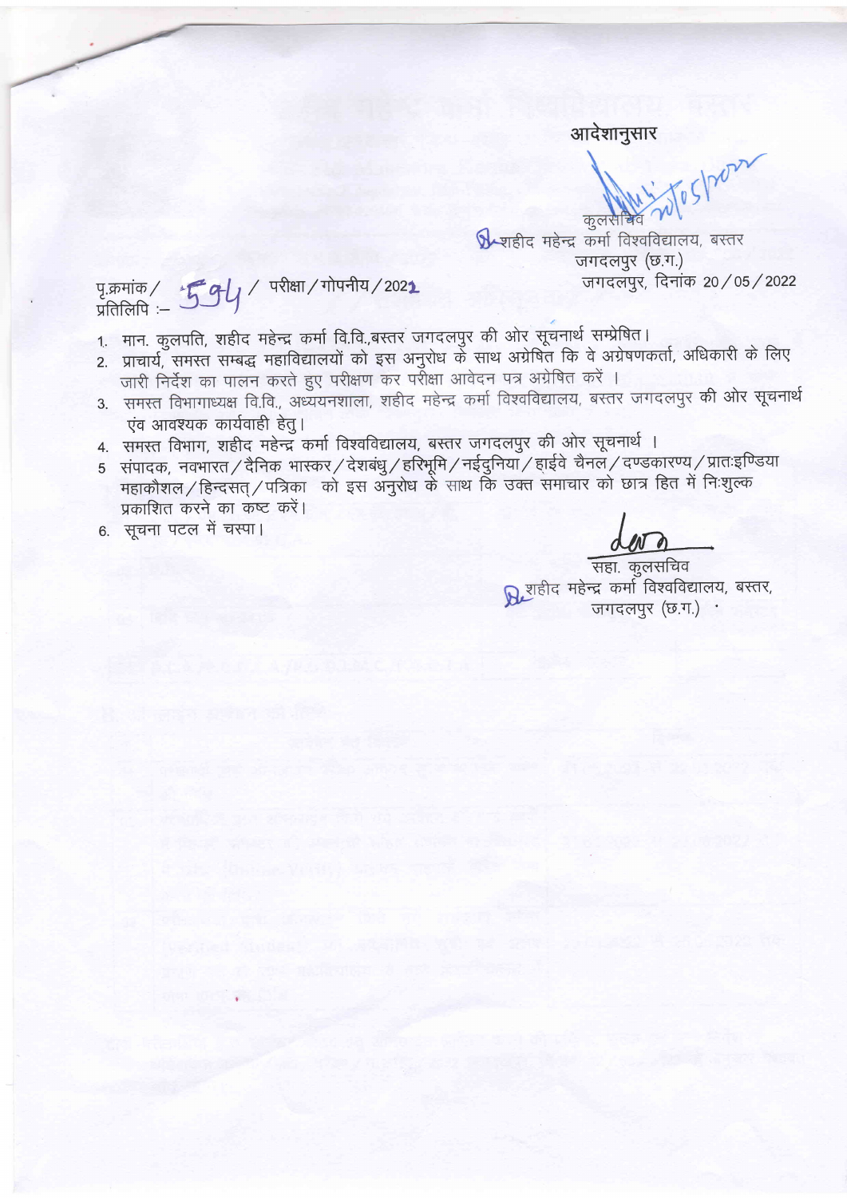आदेशानुसार

कुलसचिव

शहीद महेन्द्र कर्मा विश्वविद्यालय, बस्तर
जगदलपुर (छ.ग.)

पृ.क्रमांक / 594 / परीक्षा / गोपनीय / 2022

जगदलपुर, दिनांक 20 / 05 / 2022

प्रतिलिपि :–

1. मान. कुलपति, शहीद महेन्द्र कर्मा वि.वि.,बस्तर जगदलपुर की ओर सूचनार्थ सम्प्रेषित।
2. प्राचार्य, समस्त सम्बद्ध महाविद्यालयों को इस अनुरोध के साथ अग्रेषित कि वे अग्रेषणकर्ता, अधिकारी के लिए जारी निर्देश का पालन करते हुए परीक्षण कर परीक्षा आवेदन पत्र अग्रेषित करें ।
3. समस्त विभागाध्यक्ष वि.वि., अध्ययनशाला, शहीद महेन्द्र कर्मा विश्वविद्यालय, बस्तर जगदलपुर की ओर सूचनार्थ एंव आवश्यक कार्यवाही हेतु।
4. समस्त विभाग, शहीद महेन्द्र कर्मा विश्वविद्यालय, बस्तर जगदलपुर की ओर सूचनार्थ ।
5. संपादक, नवभारत / दैनिक भास्कर / देशबंधु / हरिभूमि / नईदुनिया / हाईवे चैनल / दण्डकारण्य / प्रातःइण्डिया महाकौशल / हिन्दसत् / पत्रिका को इस अनुरोध के साथ कि उक्त समाचार को छात्र हित में निःशुल्क प्रकाशित करने का कष्ट करें।
6. सूचना पटल में चस्पा।

सहा. कुलसचिव
शहीद महेन्द्र कर्मा विश्वविद्यालय, बस्तर,
जगदलपुर (छ.ग.)